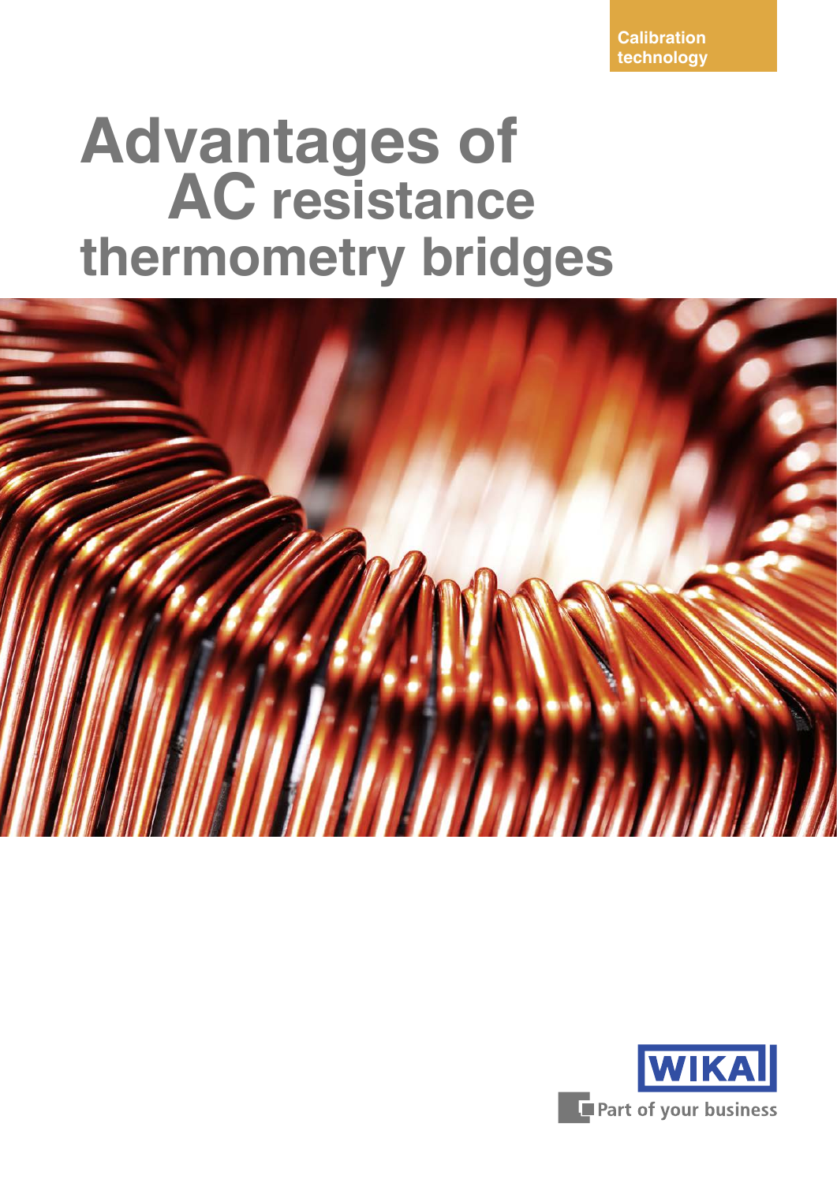Calibration technology

# Advantages of AC resistance thermometry bridges

WIKA

Part of your business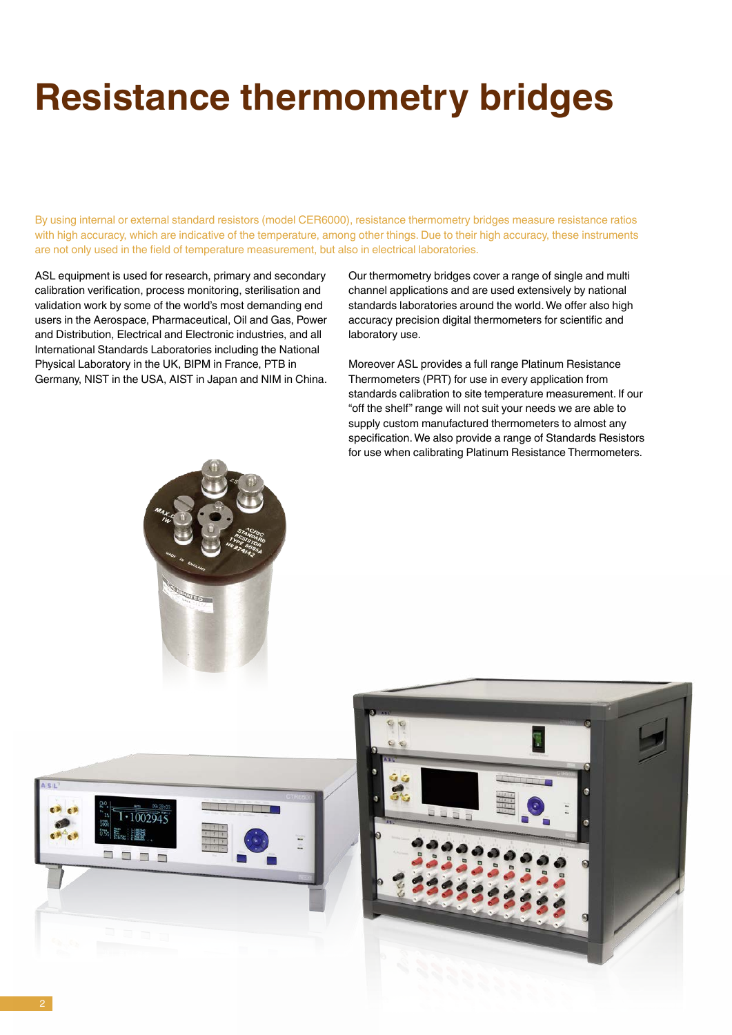# Resistance thermometry bridges

By using internal or external standard resistors (model CER6000), resistance thermometry bridges measure resistance ratios with high accuracy, which are indicative of the temperature, among other things. Due to their high accuracy, these instruments are not only used in the field of temperature measurement, but also in electrical laboratories.

ASL equipment is used for research, primary and secondary calibration verification, process monitoring, sterilisation and validation work by some of the world's most demanding end users in the Aerospace, Pharmaceutical, Oil and Gas, Power and Distribution, Electrical and Electronic industries, and all International Standards Laboratories including the National Physical Laboratory in the UK, BIPM in France, PTB in Germany, NIST in the USA, AIST in Japan and NIM in China.

Our thermometry bridges cover a range of single and multi channel applications and are used extensively by national standards laboratories around the world. We offer also high accuracy precision digital thermometers for scientific and laboratory use.

Moreover ASL provides a full range Platinum Resistance Thermometers (PRT) for use in every application from standards calibration to site temperature measurement. If our "off the shelf" range will not suit your needs we are able to supply custom manufactured thermometers to almost any specification. We also provide a range of Standards Resistors for use when calibrating Platinum Resistance Thermometers.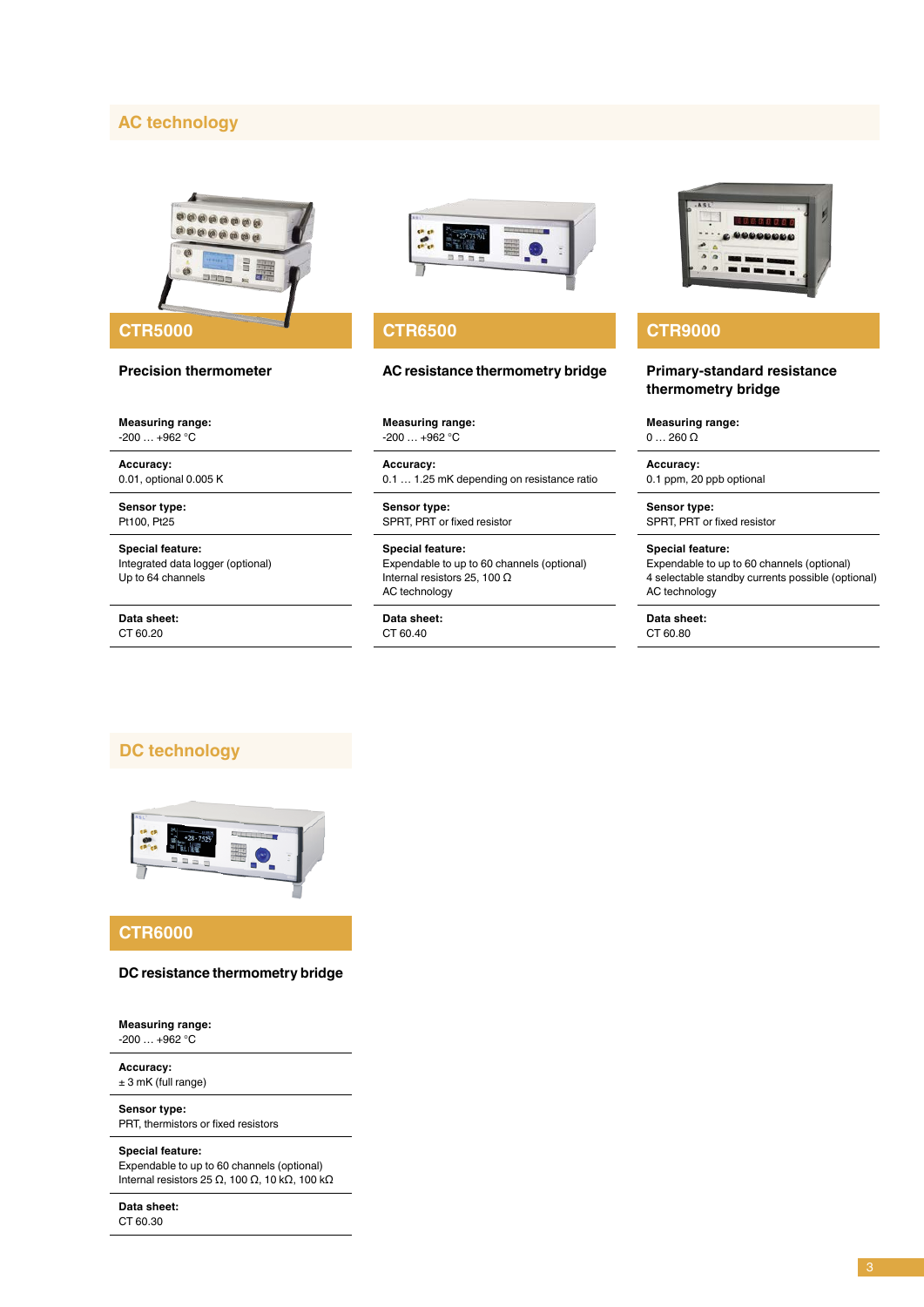## AC technology

### CTR5000

**Precision thermometer**

**Measuring range:**
-200 … +962 °C

**Accuracy:**
0.01, optional 0.005 K

**Sensor type:**
Pt100, Pt25

**Special feature:**
Integrated data logger (optional)
Up to 64 channels

**Data sheet:**
CT 60.20

### CTR6500

**AC resistance thermometry bridge**

**Measuring range:**
-200 … +962 °C

**Accuracy:**
0.1 … 1.25 mK depending on resistance ratio

**Sensor type:**
SPRT, PRT or fixed resistor

**Special feature:**
Expendable to up to 60 channels (optional)
Internal resistors 25, 100 Ω
AC technology

**Data sheet:**
CT 60.40

### CTR9000

**Primary-standard resistance thermometry bridge**

**Measuring range:**
0 … 260 Ω

**Accuracy:**
0.1 ppm, 20 ppb optional

**Sensor type:**
SPRT, PRT or fixed resistor

**Special feature:**
Expendable to up to 60 channels (optional)
4 selectable standby currents possible (optional)
AC technology

**Data sheet:**
CT 60.80

## DC technology

### CTR6000

**DC resistance thermometry bridge**

**Measuring range:**
-200 … +962 °C

**Accuracy:**
± 3 mK (full range)

**Sensor type:**
PRT, thermistors or fixed resistors

**Special feature:**
Expendable to up to 60 channels (optional)
Internal resistors 25 Ω, 100 Ω, 10 kΩ, 100 kΩ

**Data sheet:**
CT 60.30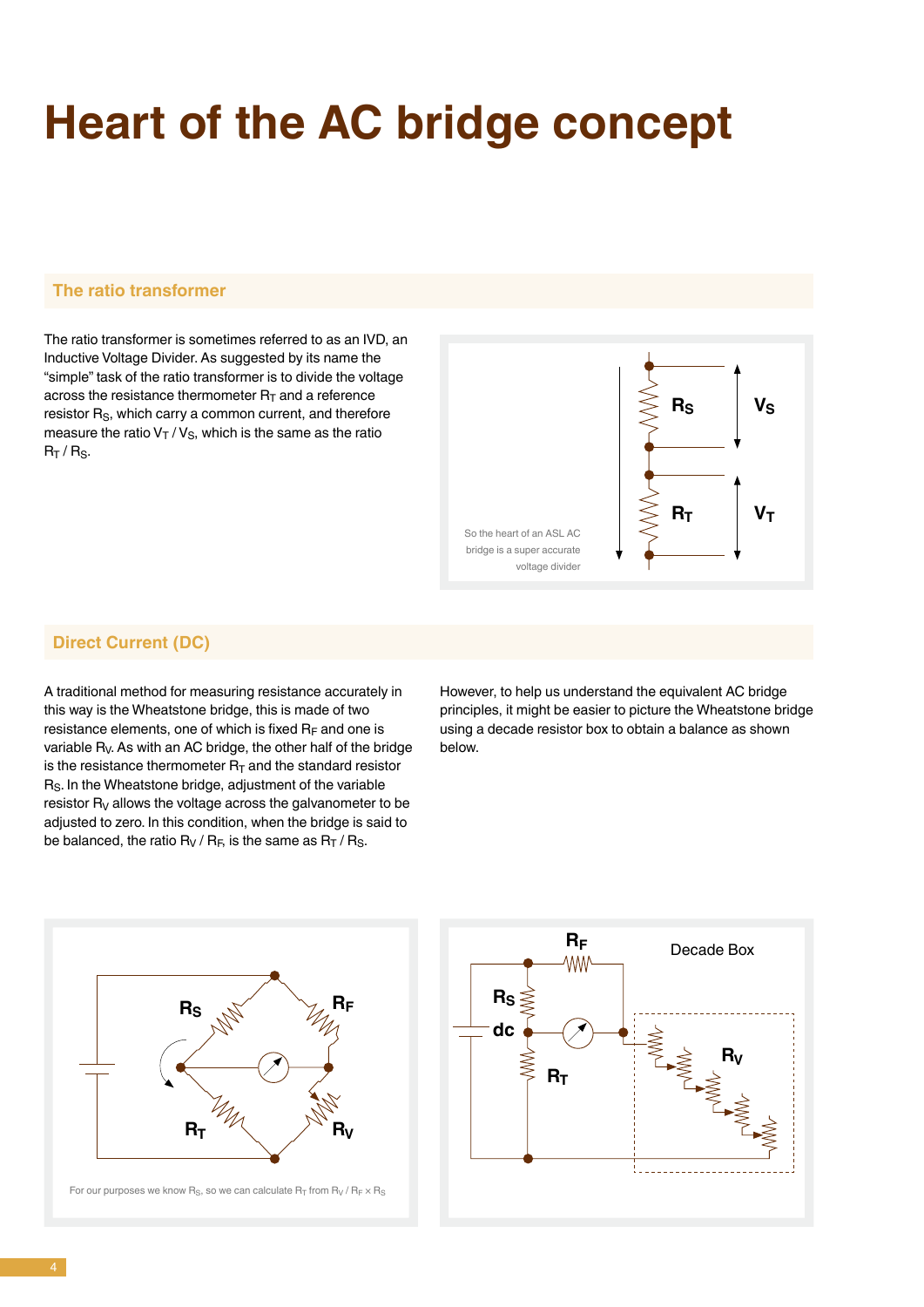# Heart of the AC bridge concept

## The ratio transformer

The ratio transformer is sometimes referred to as an IVD, an Inductive Voltage Divider. As suggested by its name the “simple” task of the ratio transformer is to divide the voltage across the resistance thermometer $R_T$ and a reference resistor $R_S$, which carry a common current, and therefore measure the ratio $V_T / V_S$, which is the same as the ratio $R_T / R_S$.

So the heart of an ASL AC bridge is a super accurate voltage divider

## Direct Current (DC)

A traditional method for measuring resistance accurately in this way is the Wheatstone bridge, this is made of two resistance elements, one of which is fixed $R_F$ and one is variable $R_V$. As with an AC bridge, the other half of the bridge is the resistance thermometer $R_T$ and the standard resistor $R_S$. In the Wheatstone bridge, adjustment of the variable resistor $R_V$ allows the voltage across the galvanometer to be adjusted to zero. In this condition, when the bridge is said to be balanced, the ratio $R_V / R_F$ is the same as $R_T / R_S$.

However, to help us understand the equivalent AC bridge principles, it might be easier to picture the Wheatstone bridge using a decade resistor box to obtain a balance as shown below.

For our purposes we know $R_S$, so we can calculate $R_T$ from $R_V / R_F \times R_S$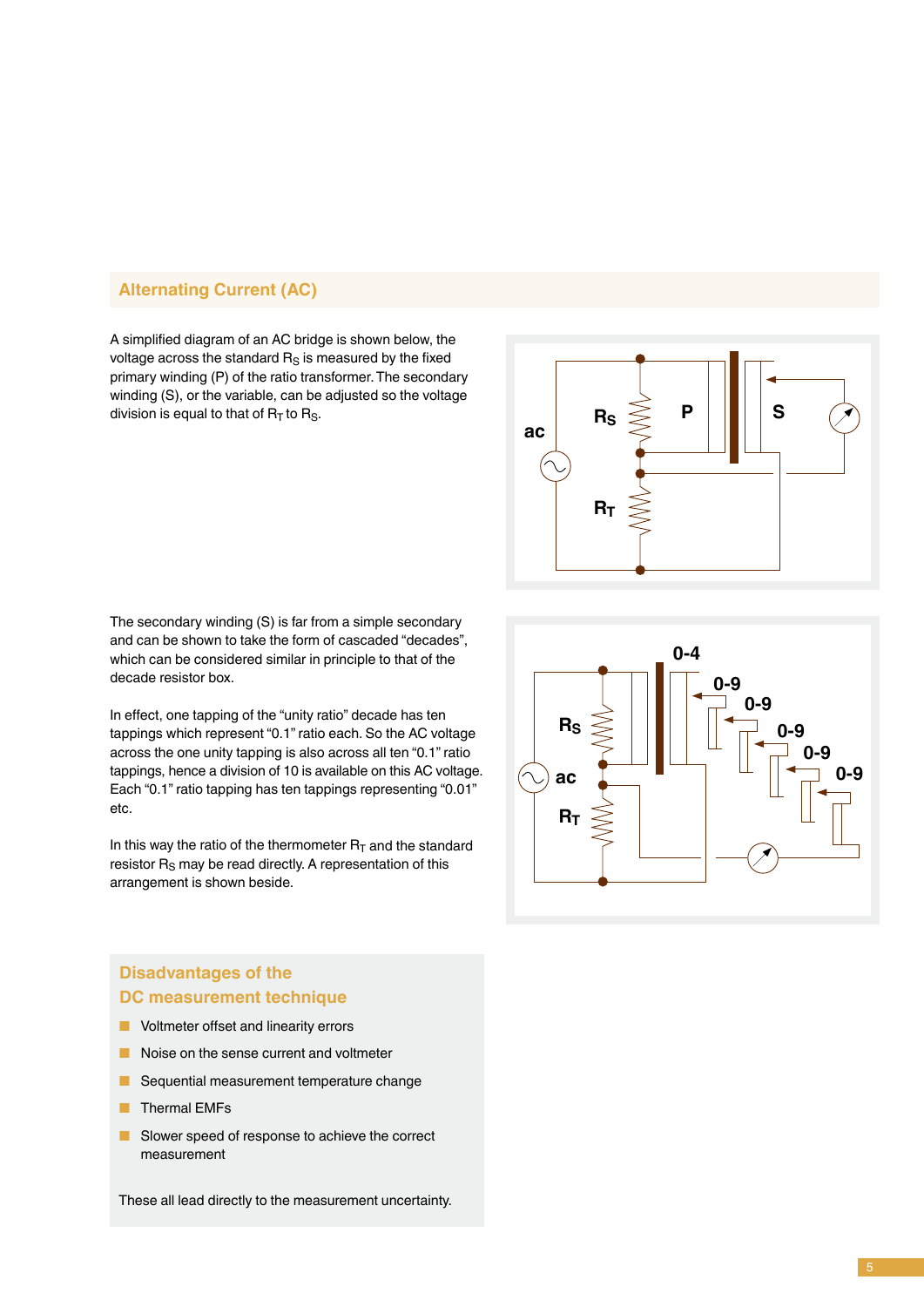## Alternating Current (AC)

A simplified diagram of an AC bridge is shown below, the voltage across the standard $R_S$ is measured by the fixed primary winding (P) of the ratio transformer. The secondary winding (S), or the variable, can be adjusted so the voltage division is equal to that of $R_T$ to $R_S$.

The secondary winding (S) is far from a simple secondary and can be shown to take the form of cascaded "decades", which can be considered similar in principle to that of the decade resistor box.

In effect, one tapping of the "unity ratio" decade has ten tappings which represent "0.1" ratio each. So the AC voltage across the one unity tapping is also across all ten "0.1" ratio tappings, hence a division of 10 is available on this AC voltage. Each "0.1" ratio tapping has ten tappings representing "0.01" etc.

In this way the ratio of the thermometer $R_T$ and the standard resistor $R_S$ may be read directly. A representation of this arrangement is shown beside.

### Disadvantages of the DC measurement technique

- Voltmeter offset and linearity errors
- Noise on the sense current and voltmeter
- Sequential measurement temperature change
- Thermal EMFs
- Slower speed of response to achieve the correct measurement

These all lead directly to the measurement uncertainty.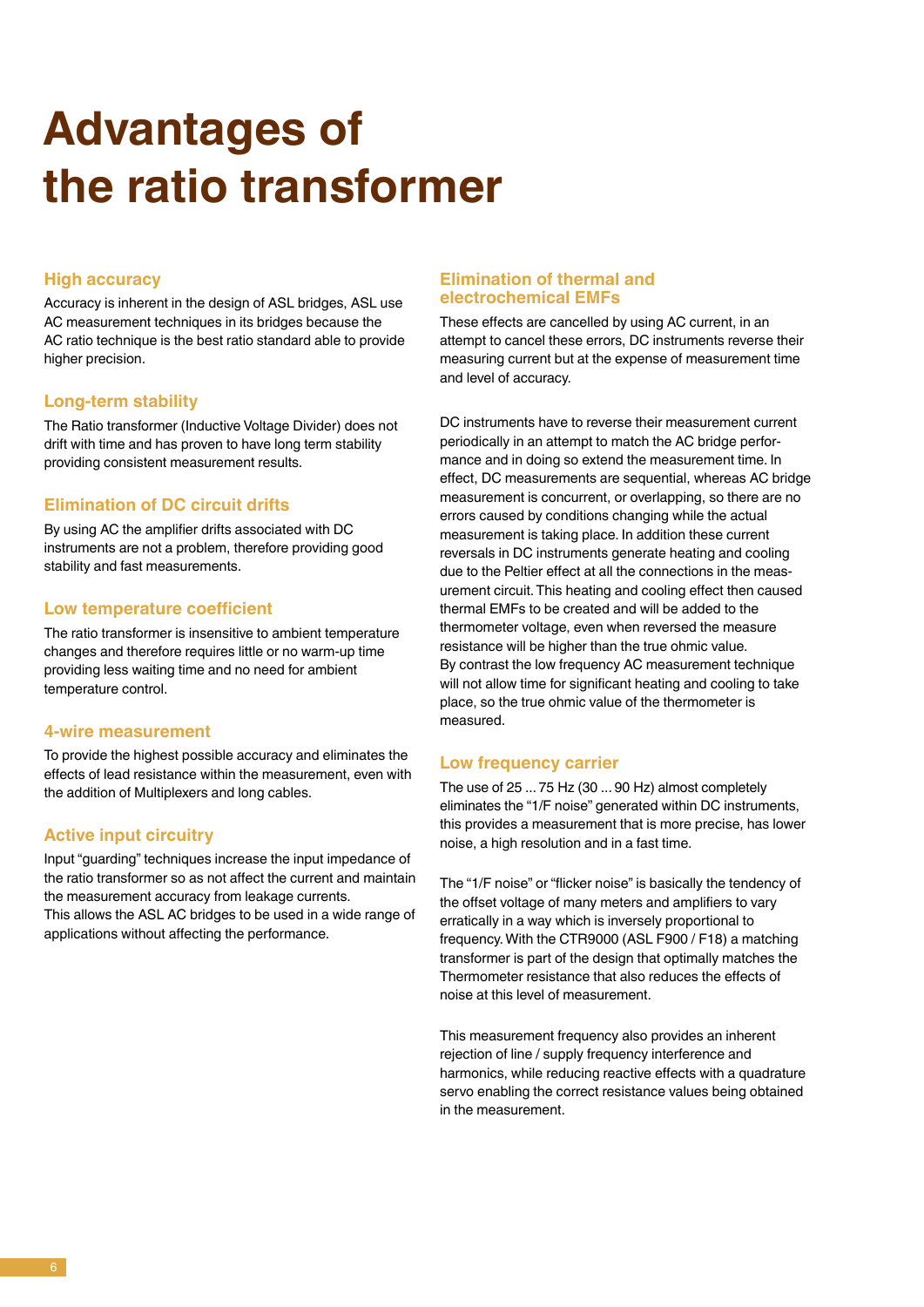# Advantages of the ratio transformer

### High accuracy

Accuracy is inherent in the design of ASL bridges, ASL use AC measurement techniques in its bridges because the AC ratio technique is the best ratio standard able to provide higher precision.

### Long-term stability

The Ratio transformer (Inductive Voltage Divider) does not drift with time and has proven to have long term stability providing consistent measurement results.

### Elimination of DC circuit drifts

By using AC the amplifier drifts associated with DC instruments are not a problem, therefore providing good stability and fast measurements.

### Low temperature coefficient

The ratio transformer is insensitive to ambient temperature changes and therefore requires little or no warm-up time providing less waiting time and no need for ambient temperature control.

### 4-wire measurement

To provide the highest possible accuracy and eliminates the effects of lead resistance within the measurement, even with the addition of Multiplexers and long cables.

### Active input circuitry

Input "guarding" techniques increase the input impedance of the ratio transformer so as not affect the current and maintain the measurement accuracy from leakage currents.
This allows the ASL AC bridges to be used in a wide range of applications without affecting the performance.

### Elimination of thermal and electrochemical EMFs

These effects are cancelled by using AC current, in an attempt to cancel these errors, DC instruments reverse their measuring current but at the expense of measurement time and level of accuracy.

DC instruments have to reverse their measurement current periodically in an attempt to match the AC bridge performance and in doing so extend the measurement time. In effect, DC measurements are sequential, whereas AC bridge measurement is concurrent, or overlapping, so there are no errors caused by conditions changing while the actual measurement is taking place. In addition these current reversals in DC instruments generate heating and cooling due to the Peltier effect at all the connections in the measurement circuit. This heating and cooling effect then caused thermal EMFs to be created and will be added to the thermometer voltage, even when reversed the measure resistance will be higher than the true ohmic value.
By contrast the low frequency AC measurement technique will not allow time for significant heating and cooling to take place, so the true ohmic value of the thermometer is measured.

### Low frequency carrier

The use of 25 ... 75 Hz (30 ... 90 Hz) almost completely eliminates the "1/F noise" generated within DC instruments, this provides a measurement that is more precise, has lower noise, a high resolution and in a fast time.

The "1/F noise" or "flicker noise" is basically the tendency of the offset voltage of many meters and amplifiers to vary erratically in a way which is inversely proportional to frequency. With the CTR9000 (ASL F900 / F18) a matching transformer is part of the design that optimally matches the Thermometer resistance that also reduces the effects of noise at this level of measurement.

This measurement frequency also provides an inherent rejection of line / supply frequency interference and harmonics, while reducing reactive effects with a quadrature servo enabling the correct resistance values being obtained in the measurement.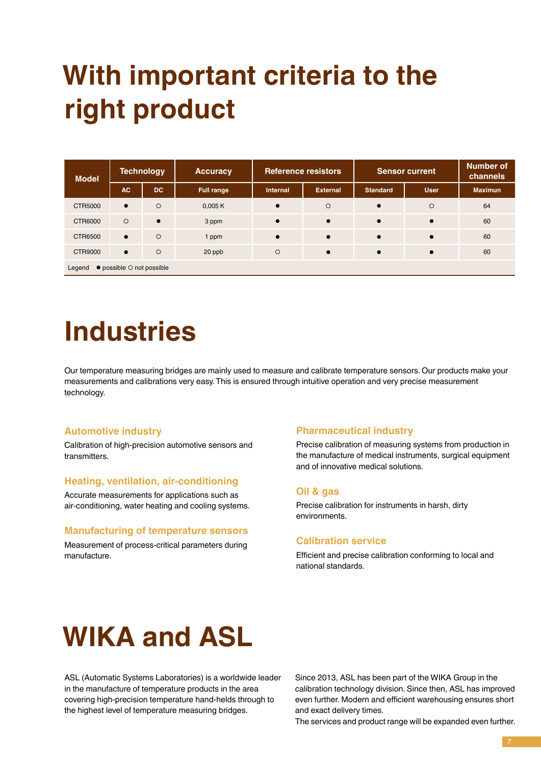# With important criteria to the right product

| Model | Technology | | Accuracy | Reference resistors | | Sensor current | | Number of channels |
|---|---|---|---|---|---|---|---|---|
| | AC | DC | Full range | Internal | External | Standard | User | Maximun |
| CTR5000 | ● | ○ | 0,005 K | ● | ○ | ● | ○ | 64 |
| CTR6000 | ○ | ● | 3 ppm | ● | ● | ● | ● | 60 |
| CTR6500 | ● | ○ | 1 ppm | ● | ● | ● | ● | 60 |
| CTR9000 | ● | ○ | 20 ppb | ○ | ● | ● | ● | 60 |

Legend ● possible ○ not possible

# Industries

Our temperature measuring bridges are mainly used to measure and calibrate temperature sensors. Our products make your measurements and calibrations very easy. This is ensured through intuitive operation and very precise measurement technology.

### Automotive industry

Calibration of high-precision automotive sensors and transmitters.

### Heating, ventilation, air-conditioning

Accurate measurements for applications such as air-conditioning, water heating and cooling systems.

### Manufacturing of temperature sensors

Measurement of process-critical parameters during manufacture.

### Pharmaceutical industry

Precise calibration of measuring systems from production in the manufacture of medical instruments, surgical equipment and of innovative medical solutions.

### Oil & gas

Precise calibration for instruments in harsh, dirty environments.

### Calibration service

Efficient and precise calibration conforming to local and national standards.

# WIKA and ASL

ASL (Automatic Systems Laboratories) is a worldwide leader in the manufacture of temperature products in the area covering high-precision temperature hand-helds through to the highest level of temperature measuring bridges.

Since 2013, ASL has been part of the WIKA Group in the calibration technology division. Since then, ASL has improved even further. Modern and efficient warehousing ensures short and exact delivery times.
The services and product range will be expanded even further.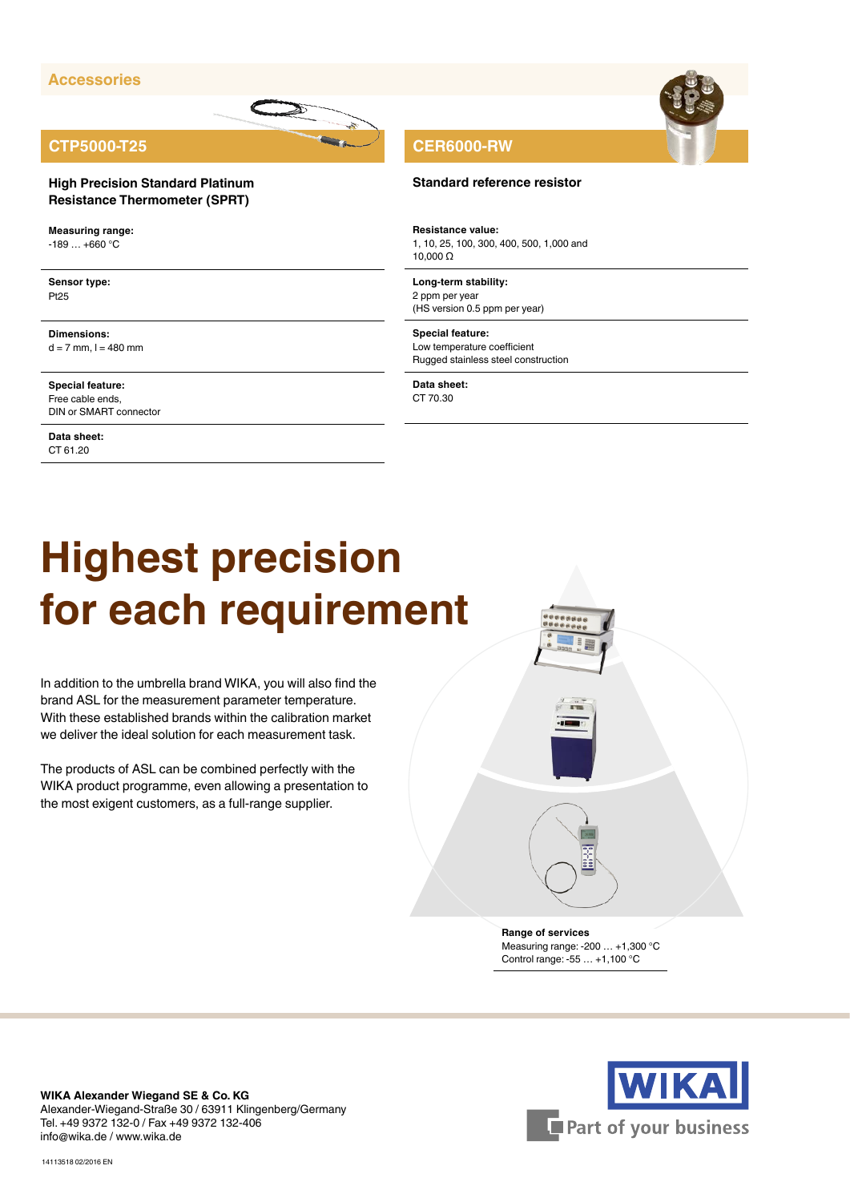## Accessories

### CTP5000-T25

**High Precision Standard Platinum Resistance Thermometer (SPRT)**

**Measuring range:**
-189 … +660 °C

**Sensor type:**
Pt25

**Dimensions:**
d = 7 mm, l = 480 mm

**Special feature:**
Free cable ends,
DIN or SMART connector

**Data sheet:**
CT 61.20

### CER6000-RW

**Standard reference resistor**

**Resistance value:**
1, 10, 25, 100, 300, 400, 500, 1,000 and 10,000 Ω

**Long-term stability:**
2 ppm per year
(HS version 0.5 ppm per year)

**Special feature:**
Low temperature coefficient
Rugged stainless steel construction

**Data sheet:**
CT 70.30

# Highest precision for each requirement

In addition to the umbrella brand WIKA, you will also find the brand ASL for the measurement parameter temperature. With these established brands within the calibration market we deliver the ideal solution for each measurement task.

The products of ASL can be combined perfectly with the WIKA product programme, even allowing a presentation to the most exigent customers, as a full-range supplier.

**Range of services**
Measuring range: -200 … +1,300 °C
Control range: -55 … +1,100 °C

**WIKA Alexander Wiegand SE & Co. KG**
Alexander-Wiegand-Straße 30 / 63911 Klingenberg/Germany
Tel. +49 9372 132-0 / Fax +49 9372 132-406
info@wika.de / www.wika.de

WIKA Part of your business

14113518 02/2016 EN